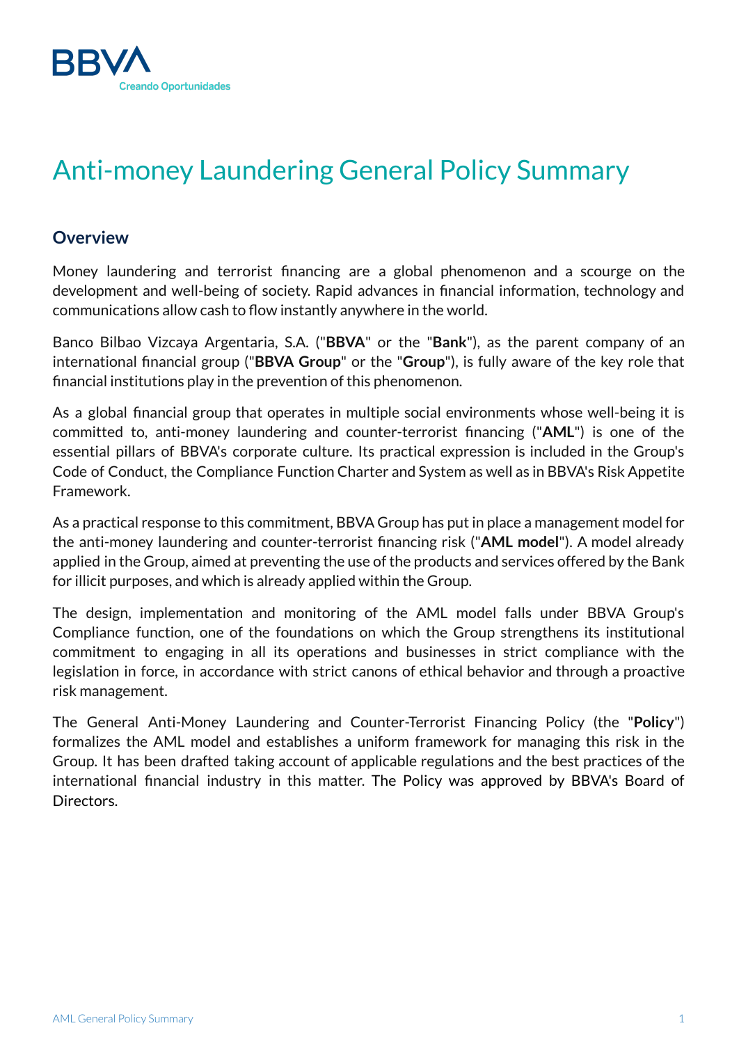# Anti-money Laundering General Policy Summary

## Overview

Money laundering and terrorist financing are a global phenomenon and a scourge on the development and well-being of society. Rapid advances in financial information, technology and communications allow cash to flow instantly anywhere in the world.

Banco Bilbao Vizcaya Argentaria, S.A. ("**BBVA**" or the "**Bank**"), as the parent company of an international financial group ("**BBVA Group**" or the "**Group**"), is fully aware of the key role that financial institutions play in the prevention of this phenomenon.

As a global financial group that operates in multiple social environments whose well-being it is committed to, anti-money laundering and counter-terrorist financing ("**AML**") is one of the essential pillars of BBVA's corporate culture. Its practical expression is included in the Group's Code of Conduct, the Compliance Function Charter and System as well as in BBVA's Risk Appetite Framework.

As a practical response to this commitment, BBVA Group has put in place a management model for the anti-money laundering and counter-terrorist financing risk ("**AML model**"). A model already applied in the Group, aimed at preventing the use of the products and services offered by the Bank for illicit purposes, and which is already applied within the Group.

The design, implementation and monitoring of the AML model falls under BBVA Group's Compliance function, one of the foundations on which the Group strengthens its institutional commitment to engaging in all its operations and businesses in strict compliance with the legislation in force, in accordance with strict canons of ethical behavior and through a proactive risk management.

The General Anti-Money Laundering and Counter-Terrorist Financing Policy (the "**Policy**") formalizes the AML model and establishes a uniform framework for managing this risk in the Group. It has been drafted taking account of applicable regulations and the best practices of the international financial industry in this matter. The Policy was approved by BBVA's Board of Directors.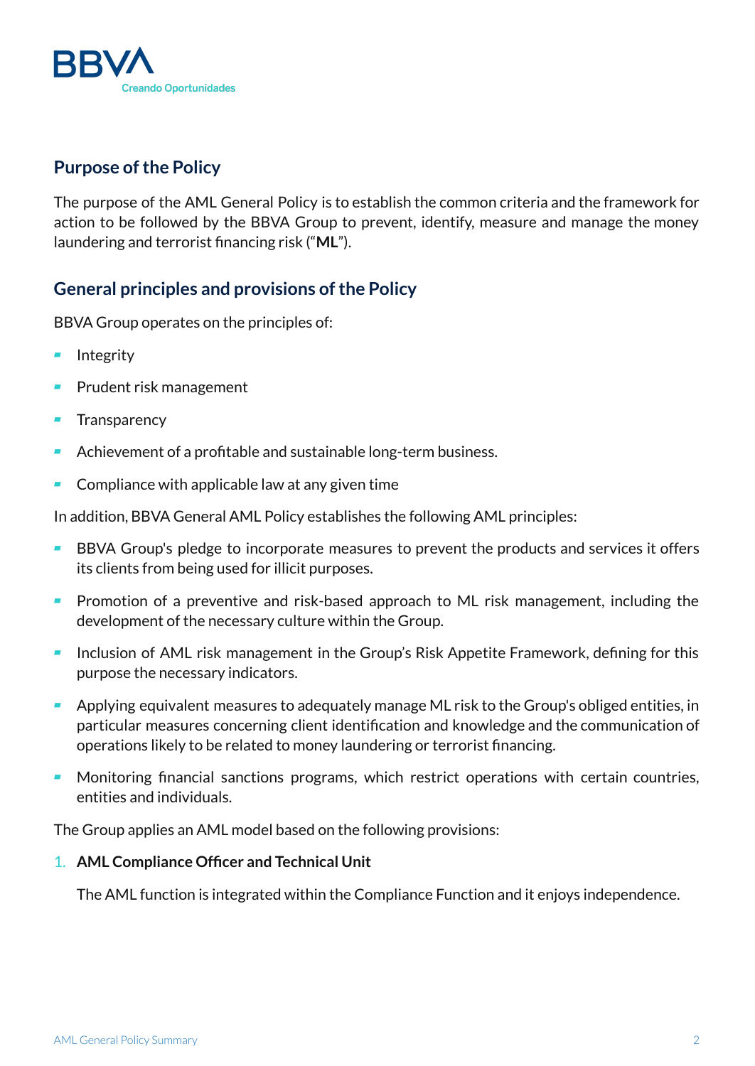## Purpose of the Policy

The purpose of the AML General Policy is to establish the common criteria and the framework for action to be followed by the BBVA Group to prevent, identify, measure and manage the money laundering and terrorist financing risk (“**ML**”).

## General principles and provisions of the Policy

BBVA Group operates on the principles of:

- Integrity
- Prudent risk management
- Transparency
- Achievement of a profitable and sustainable long-term business.
- Compliance with applicable law at any given time

In addition, BBVA General AML Policy establishes the following AML principles:

- BBVA Group's pledge to incorporate measures to prevent the products and services it offers its clients from being used for illicit purposes.
- Promotion of a preventive and risk-based approach to ML risk management, including the development of the necessary culture within the Group.
- Inclusion of AML risk management in the Group’s Risk Appetite Framework, defining for this purpose the necessary indicators.
- Applying equivalent measures to adequately manage ML risk to the Group's obliged entities, in particular measures concerning client identification and knowledge and the communication of operations likely to be related to money laundering or terrorist financing.
- Monitoring financial sanctions programs, which restrict operations with certain countries, entities and individuals.

The Group applies an AML model based on the following provisions:

1. **AML Compliance Officer and Technical Unit**

   The AML function is integrated within the Compliance Function and it enjoys independence.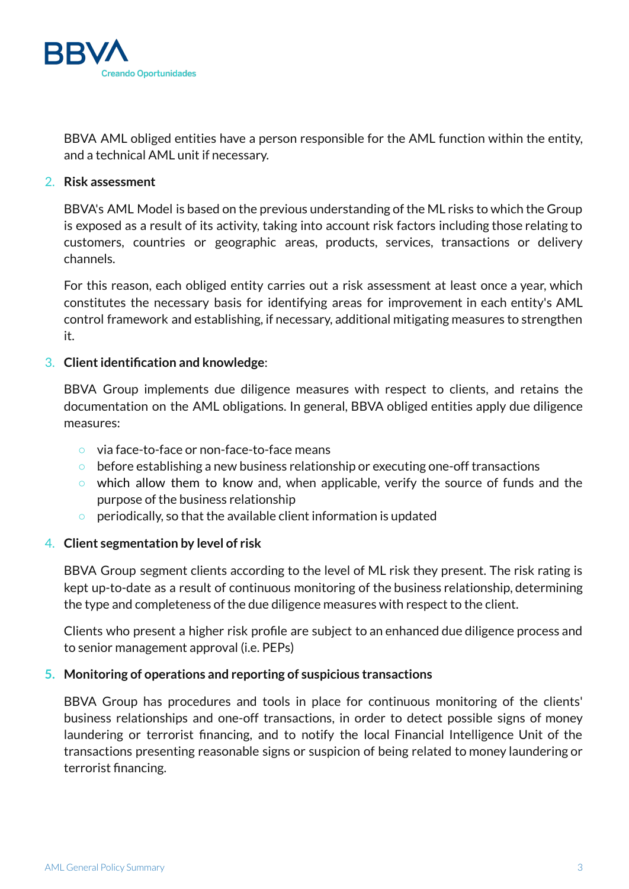BBVA AML obliged entities have a person responsible for the AML function within the entity, and a technical AML unit if necessary.

2. **Risk assessment**

   BBVA's AML Model is based on the previous understanding of the ML risks to which the Group is exposed as a result of its activity, taking into account risk factors including those relating to customers, countries or geographic areas, products, services, transactions or delivery channels.

   For this reason, each obliged entity carries out a risk assessment at least once a year, which constitutes the necessary basis for identifying areas for improvement in each entity's AML control framework and establishing, if necessary, additional mitigating measures to strengthen it.

3. **Client identification and knowledge**:

   BBVA Group implements due diligence measures with respect to clients, and retains the documentation on the AML obligations. In general, BBVA obliged entities apply due diligence measures:

   - via face-to-face or non-face-to-face means
   - before establishing a new business relationship or executing one-off transactions
   - which allow them to know and, when applicable, verify the source of funds and the purpose of the business relationship
   - periodically, so that the available client information is updated

4. **Client segmentation by level of risk**

   BBVA Group segment clients according to the level of ML risk they present. The risk rating is kept up-to-date as a result of continuous monitoring of the business relationship, determining the type and completeness of the due diligence measures with respect to the client.

   Clients who present a higher risk profile are subject to an enhanced due diligence process and to senior management approval (i.e. PEPs)

5. **Monitoring of operations and reporting of suspicious transactions**

   BBVA Group has procedures and tools in place for continuous monitoring of the clients' business relationships and one-off transactions, in order to detect possible signs of money laundering or terrorist financing, and to notify the local Financial Intelligence Unit of the transactions presenting reasonable signs or suspicion of being related to money laundering or terrorist financing.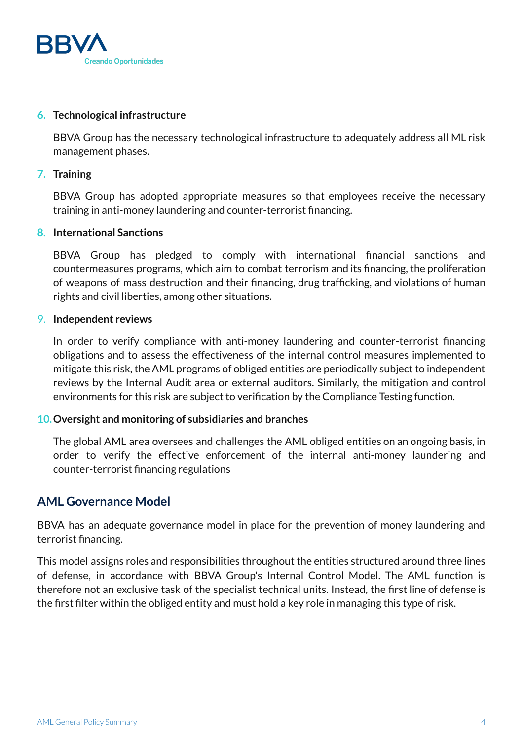6. **Technological infrastructure**

   BBVA Group has the necessary technological infrastructure to adequately address all ML risk management phases.

7. **Training**

   BBVA Group has adopted appropriate measures so that employees receive the necessary training in anti-money laundering and counter-terrorist financing.

8. **International Sanctions**

   BBVA Group has pledged to comply with international financial sanctions and countermeasures programs, which aim to combat terrorism and its financing, the proliferation of weapons of mass destruction and their financing, drug trafficking, and violations of human rights and civil liberties, among other situations.

9. **Independent reviews**

   In order to verify compliance with anti-money laundering and counter-terrorist financing obligations and to assess the effectiveness of the internal control measures implemented to mitigate this risk, the AML programs of obliged entities are periodically subject to independent reviews by the Internal Audit area or external auditors. Similarly, the mitigation and control environments for this risk are subject to verification by the Compliance Testing function.

10. **Oversight and monitoring of subsidiaries and branches**

    The global AML area oversees and challenges the AML obliged entities on an ongoing basis, in order to verify the effective enforcement of the internal anti-money laundering and counter-terrorist financing regulations

## AML Governance Model

BBVA has an adequate governance model in place for the prevention of money laundering and terrorist financing.

This model assigns roles and responsibilities throughout the entities structured around three lines of defense, in accordance with BBVA Group's Internal Control Model. The AML function is therefore not an exclusive task of the specialist technical units. Instead, the first line of defense is the first filter within the obliged entity and must hold a key role in managing this type of risk.